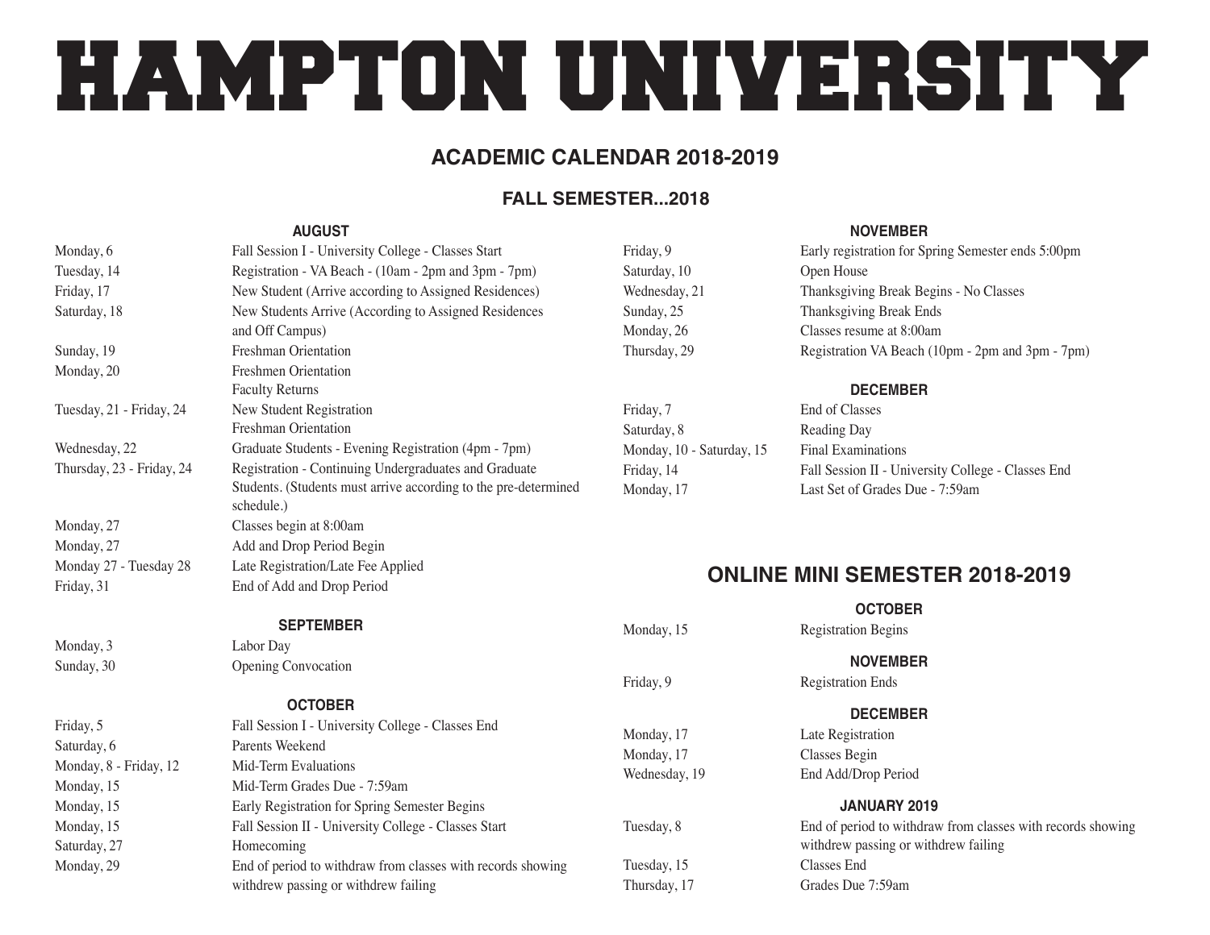# HAMPTON UNIVERSITY

## ACADEMIC CALENDAR 2018-2019

### FALL SEMESTER...2018

#### AUGUST

| | |
|---|---|
| Monday, 6 | Fall Session I - University College - Classes Start |
| Tuesday, 14 | Registration - VA Beach - (10am - 2pm and 3pm - 7pm) |
| Friday, 17 | New Student (Arrive according to Assigned Residences) |
| Saturday, 18 | New Students Arrive (According to Assigned Residences and Off Campus) |
| Sunday, 19 | Freshman Orientation |
| Monday, 20 | Freshmen Orientation<br>Faculty Returns |
| Tuesday, 21 - Friday, 24 | New Student Registration<br>Freshman Orientation |
| Wednesday, 22 | Graduate Students - Evening Registration (4pm - 7pm) |
| Thursday, 23 - Friday, 24 | Registration - Continuing Undergraduates and Graduate Students. (Students must arrive according to the pre-determined schedule.) |
| Monday, 27 | Classes begin at 8:00am |
| Monday, 27 | Add and Drop Period Begin |
| Monday 27 - Tuesday 28 | Late Registration/Late Fee Applied |
| Friday, 31 | End of Add and Drop Period |

#### SEPTEMBER

| | |
|---|---|
| Monday, 3 | Labor Day |
| Sunday, 30 | Opening Convocation |

#### OCTOBER

| | |
|---|---|
| Friday, 5 | Fall Session I - University College - Classes End |
| Saturday, 6 | Parents Weekend |
| Monday, 8 - Friday, 12 | Mid-Term Evaluations |
| Monday, 15 | Mid-Term Grades Due - 7:59am |
| Monday, 15 | Early Registration for Spring Semester Begins |
| Monday, 15 | Fall Session II - University College - Classes Start |
| Saturday, 27 | Homecoming |
| Monday, 29 | End of period to withdraw from classes with records showing withdrew passing or withdrew failing |

#### NOVEMBER

| | |
|---|---|
| Friday, 9 | Early registration for Spring Semester ends 5:00pm |
| Saturday, 10 | Open House |
| Wednesday, 21 | Thanksgiving Break Begins - No Classes |
| Sunday, 25 | Thanksgiving Break Ends |
| Monday, 26 | Classes resume at 8:00am |
| Thursday, 29 | Registration VA Beach (10pm - 2pm and 3pm - 7pm) |

#### DECEMBER

| | |
|---|---|
| Friday, 7 | End of Classes |
| Saturday, 8 | Reading Day |
| Monday, 10 - Saturday, 15 | Final Examinations |
| Friday, 14 | Fall Session II - University College - Classes End |
| Monday, 17 | Last Set of Grades Due - 7:59am |

## ONLINE MINI SEMESTER 2018-2019

#### OCTOBER

| | |
|---|---|
| Monday, 15 | Registration Begins |

#### NOVEMBER

| | |
|---|---|
| Friday, 9 | Registration Ends |

#### DECEMBER

| | |
|---|---|
| Monday, 17 | Late Registration |
| Monday, 17 | Classes Begin |
| Wednesday, 19 | End Add/Drop Period |

#### JANUARY 2019

| | |
|---|---|
| Tuesday, 8 | End of period to withdraw from classes with records showing withdrew passing or withdrew failing |
| Tuesday, 15 | Classes End |
| Thursday, 17 | Grades Due 7:59am |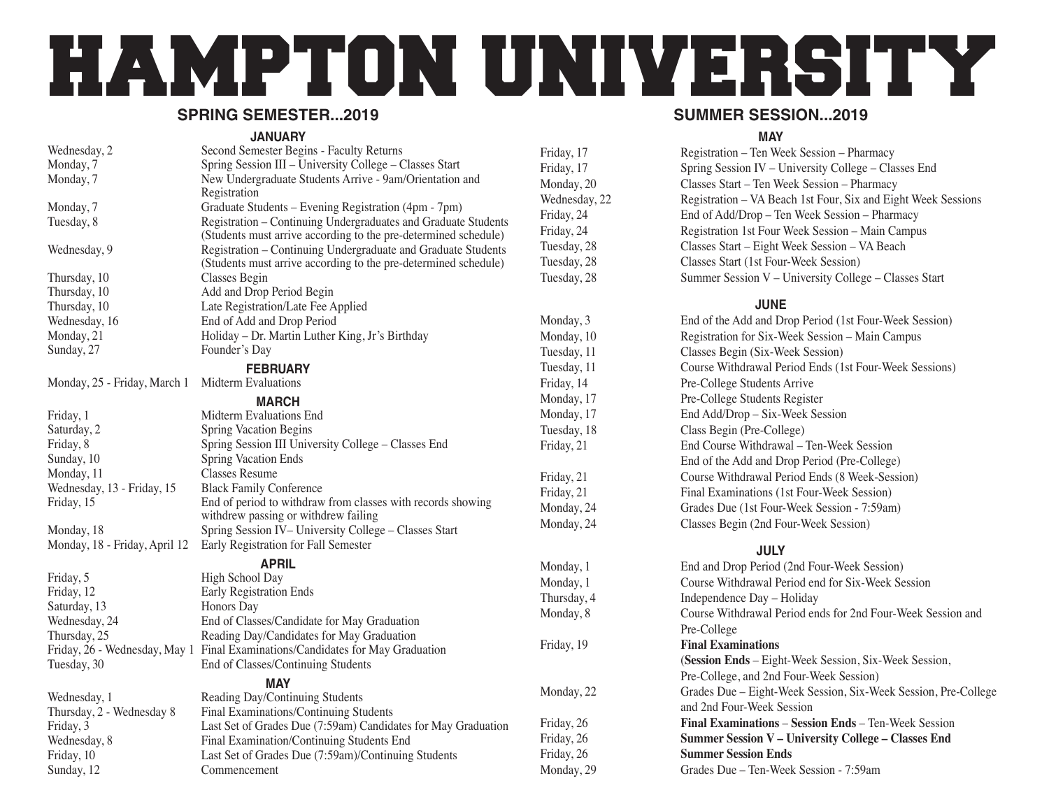# HAMPTON UNIVERSITY

## SPRING SEMESTER...2019

### JANUARY

| | |
|---|---|
| Wednesday, 2 | Second Semester Begins - Faculty Returns |
| Monday, 7 | Spring Session III – University College – Classes Start |
| Monday, 7 | New Undergraduate Students Arrive - 9am/Orientation and Registration |
| Monday, 7 | Graduate Students – Evening Registration (4pm - 7pm) |
| Tuesday, 8 | Registration – Continuing Undergraduates and Graduate Students (Students must arrive according to the pre-determined schedule) |
| Wednesday, 9 | Registration – Continuing Undergraduate and Graduate Students (Students must arrive according to the pre-determined schedule) |
| Thursday, 10 | Classes Begin |
| Thursday, 10 | Add and Drop Period Begin |
| Thursday, 10 | Late Registration/Late Fee Applied |
| Wednesday, 16 | End of Add and Drop Period |
| Monday, 21 | Holiday – Dr. Martin Luther King, Jr's Birthday |
| Sunday, 27 | Founder's Day |

### FEBRUARY

| | |
|---|---|
| Monday, 25 - Friday, March 1 | Midterm Evaluations |

### MARCH

| | |
|---|---|
| Friday, 1 | Midterm Evaluations End |
| Saturday, 2 | Spring Vacation Begins |
| Friday, 8 | Spring Session III University College – Classes End |
| Sunday, 10 | Spring Vacation Ends |
| Monday, 11 | Classes Resume |
| Wednesday, 13 - Friday, 15 | Black Family Conference |
| Friday, 15 | End of period to withdraw from classes with records showing withdrew passing or withdrew failing |
| Monday, 18 | Spring Session IV– University College – Classes Start |
| Monday, 18 - Friday, April 12 | Early Registration for Fall Semester |

### APRIL

| | |
|---|---|
| Friday, 5 | High School Day |
| Friday, 12 | Early Registration Ends |
| Saturday, 13 | Honors Day |
| Wednesday, 24 | End of Classes/Candidate for May Graduation |
| Thursday, 25 | Reading Day/Candidates for May Graduation |
| Friday, 26 - Wednesday, May 1 | Final Examinations/Candidates for May Graduation |
| Tuesday, 30 | End of Classes/Continuing Students |

### MAY

| | |
|---|---|
| Wednesday, 1 | Reading Day/Continuing Students |
| Thursday, 2 - Wednesday 8 | Final Examinations/Continuing Students |
| Friday, 3 | Last Set of Grades Due (7:59am) Candidates for May Graduation |
| Wednesday, 8 | Final Examination/Continuing Students End |
| Friday, 10 | Last Set of Grades Due (7:59am)/Continuing Students |
| Sunday, 12 | Commencement |

## SUMMER SESSION...2019

### MAY

| | |
|---|---|
| Friday, 17 | Registration – Ten Week Session – Pharmacy |
| Friday, 17 | Spring Session IV – University College – Classes End |
| Monday, 20 | Classes Start – Ten Week Session – Pharmacy |
| Wednesday, 22 | Registration – VA Beach 1st Four, Six and Eight Week Sessions |
| Friday, 24 | End of Add/Drop – Ten Week Session – Pharmacy |
| Friday, 24 | Registration 1st Four Week Session – Main Campus |
| Tuesday, 28 | Classes Start – Eight Week Session – VA Beach |
| Tuesday, 28 | Classes Start (1st Four-Week Session) |
| Tuesday, 28 | Summer Session V – University College – Classes Start |

### JUNE

| | |
|---|---|
| Monday, 3 | End of the Add and Drop Period (1st Four-Week Session) |
| Monday, 10 | Registration for Six-Week Session – Main Campus |
| Tuesday, 11 | Classes Begin (Six-Week Session) |
| Tuesday, 11 | Course Withdrawal Period Ends (1st Four-Week Sessions) |
| Friday, 14 | Pre-College Students Arrive |
| Monday, 17 | Pre-College Students Register |
| Monday, 17 | End Add/Drop – Six-Week Session |
| Tuesday, 18 | Class Begin (Pre-College) |
| Friday, 21 | End Course Withdrawal – Ten-Week Session<br>End of the Add and Drop Period (Pre-College) |
| Friday, 21 | Course Withdrawal Period Ends (8 Week-Session) |
| Friday, 21 | Final Examinations (1st Four-Week Session) |
| Monday, 24 | Grades Due (1st Four-Week Session - 7:59am) |
| Monday, 24 | Classes Begin (2nd Four-Week Session) |

### JULY

| | |
|---|---|
| Monday, 1 | End and Drop Period (2nd Four-Week Session) |
| Monday, 1 | Course Withdrawal Period end for Six-Week Session |
| Thursday, 4 | Independence Day – Holiday |
| Monday, 8 | Course Withdrawal Period ends for 2nd Four-Week Session and Pre-College |
| Friday, 19 | **Final Examinations**<br>(**Session Ends** – Eight-Week Session, Six-Week Session, Pre-College, and 2nd Four-Week Session) |
| Monday, 22 | Grades Due – Eight-Week Session, Six-Week Session, Pre-College and 2nd Four-Week Session |
| Friday, 26 | **Final Examinations** – **Session Ends** – Ten-Week Session |
| Friday, 26 | **Summer Session V – University College – Classes End** |
| Friday, 26 | **Summer Session Ends** |
| Monday, 29 | Grades Due – Ten-Week Session - 7:59am |